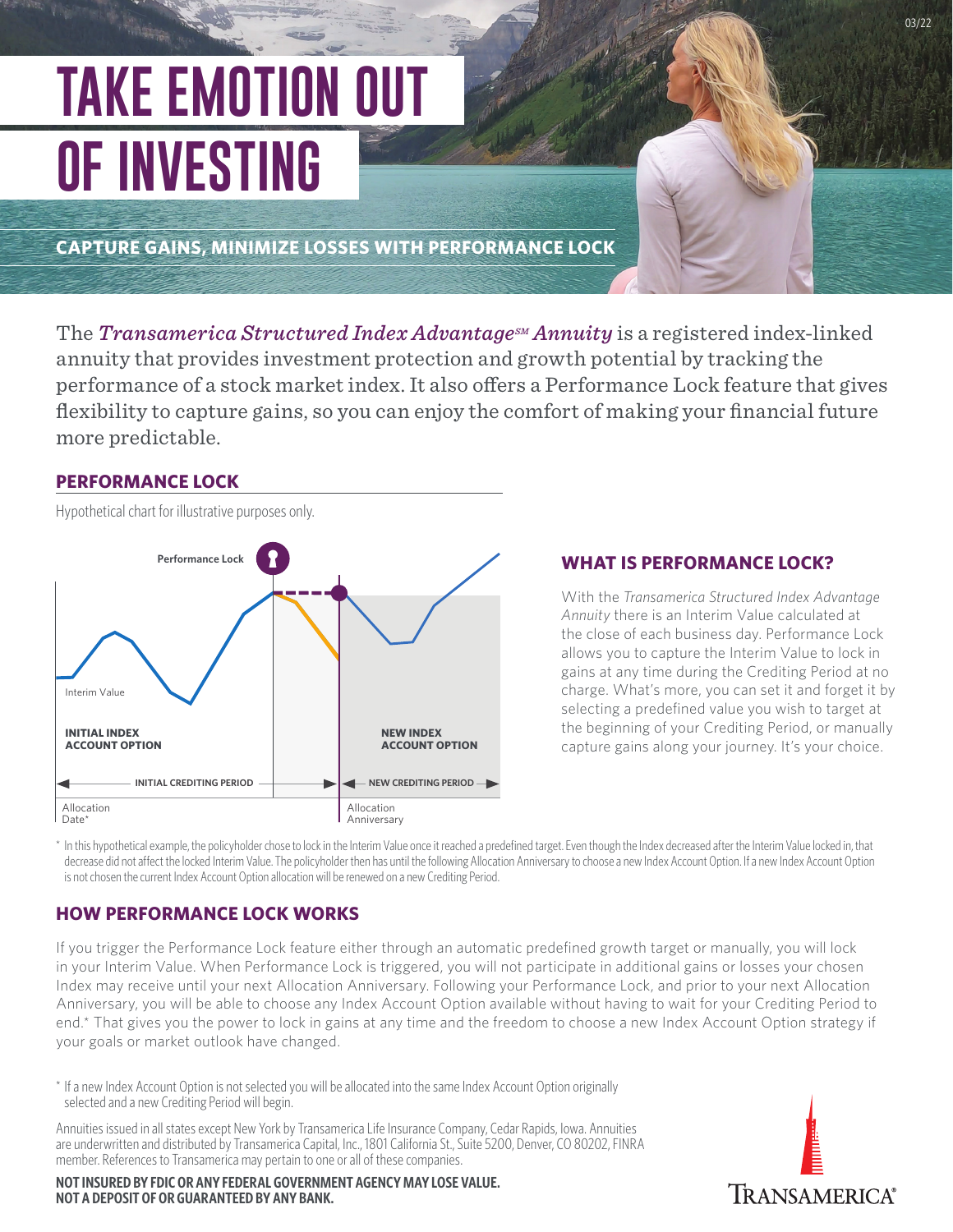# TAKE EMOTION OUT OF INVESTING

## CAPTURE GAINS, MINIMIZE LOSSES WITH PERFORMANCE LOCK

The ***Transamerica Structured Index Advantage℠ Annuity*** is a registered index-linked annuity that provides investment protection and growth potential by tracking the performance of a stock market index. It also offers a Performance Lock feature that gives flexibility to capture gains, so you can enjoy the comfort of making your financial future more predictable.

## PERFORMANCE LOCK

Hypothetical chart for illustrative purposes only.

Performance Lock

Interim Value

**INITIAL INDEX ACCOUNT OPTION**

**NEW INDEX ACCOUNT OPTION**

**INITIAL CREDITING PERIOD**

**NEW CREDITING PERIOD**

Allocation Date*

Allocation Anniversary

* In this hypothetical example, the policyholder chose to lock in the Interim Value once it reached a predefined target. Even though the Index decreased after the Interim Value locked in, that decrease did not affect the locked Interim Value. The policyholder then has until the following Allocation Anniversary to choose a new Index Account Option. If a new Index Account Option is not chosen the current Index Account Option allocation will be renewed on a new Crediting Period.

## WHAT IS PERFORMANCE LOCK?

With the *Transamerica Structured Index Advantage Annuity* there is an Interim Value calculated at the close of each business day. Performance Lock allows you to capture the Interim Value to lock in gains at any time during the Crediting Period at no charge. What's more, you can set it and forget it by selecting a predefined value you wish to target at the beginning of your Crediting Period, or manually capture gains along your journey. It's your choice.

## HOW PERFORMANCE LOCK WORKS

If you trigger the Performance Lock feature either through an automatic predefined growth target or manually, you will lock in your Interim Value. When Performance Lock is triggered, you will not participate in additional gains or losses your chosen Index may receive until your next Allocation Anniversary. Following your Performance Lock, and prior to your next Allocation Anniversary, you will be able to choose any Index Account Option available without having to wait for your Crediting Period to end.* That gives you the power to lock in gains at any time and the freedom to choose a new Index Account Option strategy if your goals or market outlook have changed.

* If a new Index Account Option is not selected you will be allocated into the same Index Account Option originally selected and a new Crediting Period will begin.

Annuities issued in all states except New York by Transamerica Life Insurance Company, Cedar Rapids, Iowa. Annuities are underwritten and distributed by Transamerica Capital, Inc., 1801 California St., Suite 5200, Denver, CO 80202, FINRA member. References to Transamerica may pertain to one or all of these companies.

**NOT INSURED BY FDIC OR ANY FEDERAL GOVERNMENT AGENCY MAY LOSE VALUE.**
**NOT A DEPOSIT OF OR GUARANTEED BY ANY BANK.**

TRANSAMERICA®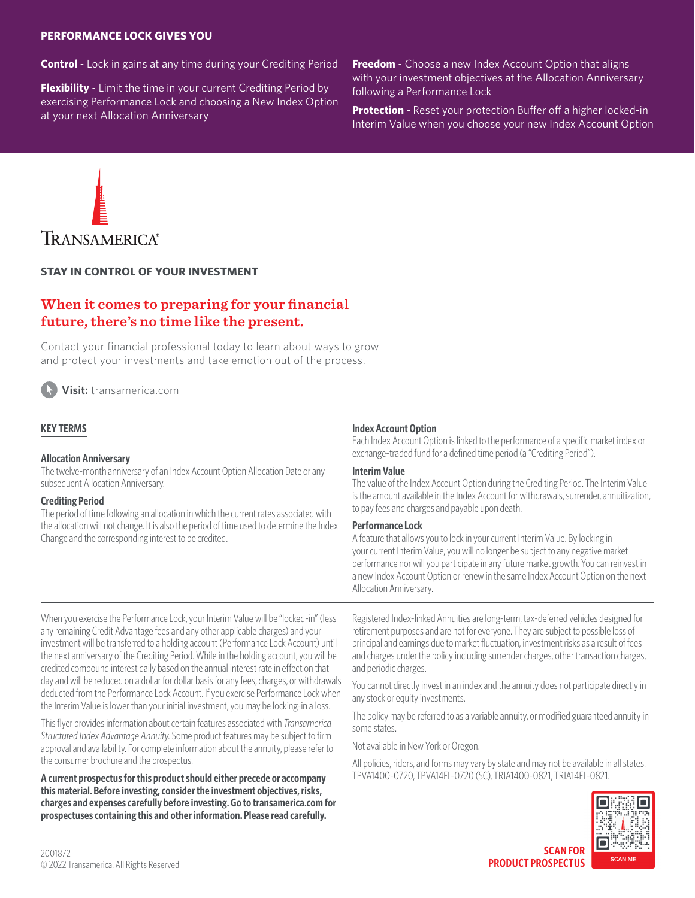## PERFORMANCE LOCK GIVES YOU

**Control** - Lock in gains at any time during your Crediting Period

**Flexibility** - Limit the time in your current Crediting Period by exercising Performance Lock and choosing a New Index Option at your next Allocation Anniversary

**Freedom** - Choose a new Index Account Option that aligns with your investment objectives at the Allocation Anniversary following a Performance Lock

**Protection** - Reset your protection Buffer off a higher locked-in Interim Value when you choose your new Index Account Option

TRANSAMERICA®

## STAY IN CONTROL OF YOUR INVESTMENT

### When it comes to preparing for your financial future, there's no time like the present.

Contact your financial professional today to learn about ways to grow and protect your investments and take emotion out of the process.

**Visit:** transamerica.com

## KEY TERMS

**Allocation Anniversary**
The twelve-month anniversary of an Index Account Option Allocation Date or any subsequent Allocation Anniversary.

**Crediting Period**
The period of time following an allocation in which the current rates associated with the allocation will not change. It is also the period of time used to determine the Index Change and the corresponding interest to be credited.

**Index Account Option**
Each Index Account Option is linked to the performance of a specific market index or exchange-traded fund for a defined time period (a "Crediting Period").

**Interim Value**
The value of the Index Account Option during the Crediting Period. The Interim Value is the amount available in the Index Account for withdrawals, surrender, annuitization, to pay fees and charges and payable upon death.

**Performance Lock**
A feature that allows you to lock in your current Interim Value. By locking in your current Interim Value, you will no longer be subject to any negative market performance nor will you participate in any future market growth. You can reinvest in a new Index Account Option or renew in the same Index Account Option on the next Allocation Anniversary.

---

When you exercise the Performance Lock, your Interim Value will be "locked-in" (less any remaining Credit Advantage fees and any other applicable charges) and your investment will be transferred to a holding account (Performance Lock Account) until the next anniversary of the Crediting Period. While in the holding account, you will be credited compound interest daily based on the annual interest rate in effect on that day and will be reduced on a dollar for dollar basis for any fees, charges, or withdrawals deducted from the Performance Lock Account. If you exercise Performance Lock when the Interim Value is lower than your initial investment, you may be locking-in a loss.

This flyer provides information about certain features associated with *Transamerica Structured Index Advantage Annuity.* Some product features may be subject to firm approval and availability. For complete information about the annuity, please refer to the consumer brochure and the prospectus.

**A current prospectus for this product should either precede or accompany this material. Before investing, consider the investment objectives, risks, charges and expenses carefully before investing. Go to transamerica.com for prospectuses containing this and other information. Please read carefully.**

Registered Index-linked Annuities are long-term, tax-deferred vehicles designed for retirement purposes and are not for everyone. They are subject to possible loss of principal and earnings due to market fluctuation, investment risks as a result of fees and charges under the policy including surrender charges, other transaction charges, and periodic charges.

You cannot directly invest in an index and the annuity does not participate directly in any stock or equity investments.

The policy may be referred to as a variable annuity, or modified guaranteed annuity in some states.

Not available in New York or Oregon.

All policies, riders, and forms may vary by state and may not be available in all states. TPVA1400-0720, TPVA14FL-0720 (SC), TRIA1400-0821, TRIA14FL-0821.

2001872
© 2022 Transamerica. All Rights Reserved

**SCAN FOR PRODUCT PROSPECTUS**

SCAN ME